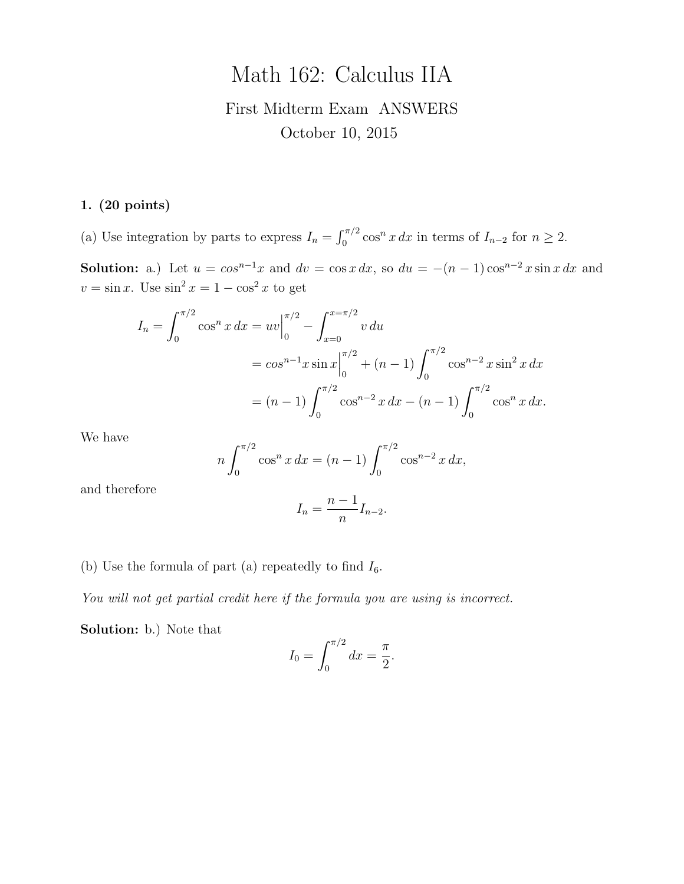# Math 162: Calculus IIA

First Midterm Exam ANSWERS

October 10, 2015

**1. (20 points)**

(a) Use integration by parts to express $I_n = \int_0^{\pi/2} \cos^n x\, dx$ in terms of $I_{n-2}$ for $n \geq 2$.

**Solution:** a.) Let $u = cos^{n-1}x$ and $dv = \cos x\, dx$, so $du = -(n-1)\cos^{n-2} x \sin x\, dx$ and $v = \sin x$. Use $\sin^2 x = 1 - \cos^2 x$ to get

$$\begin{aligned}
I_n = \int_0^{\pi/2} \cos^n x\, dx &= uv\Big|_0^{\pi/2} - \int_{x=0}^{x=\pi/2} v\, du \\
&= cos^{n-1}x \sin x\Big|_0^{\pi/2} + (n-1)\int_0^{\pi/2} \cos^{n-2} x \sin^2 x\, dx \\
&= (n-1)\int_0^{\pi/2} \cos^{n-2} x\, dx - (n-1)\int_0^{\pi/2} \cos^n x\, dx.
\end{aligned}$$

We have

$$n\int_0^{\pi/2} \cos^n x\, dx = (n-1)\int_0^{\pi/2} \cos^{n-2} x\, dx,$$

and therefore

$$I_n = \frac{n-1}{n} I_{n-2}.$$

(b) Use the formula of part (a) repeatedly to find $I_6$.

*You will not get partial credit here if the formula you are using is incorrect.*

**Solution:** b.) Note that

$$I_0 = \int_0^{\pi/2} dx = \frac{\pi}{2}.$$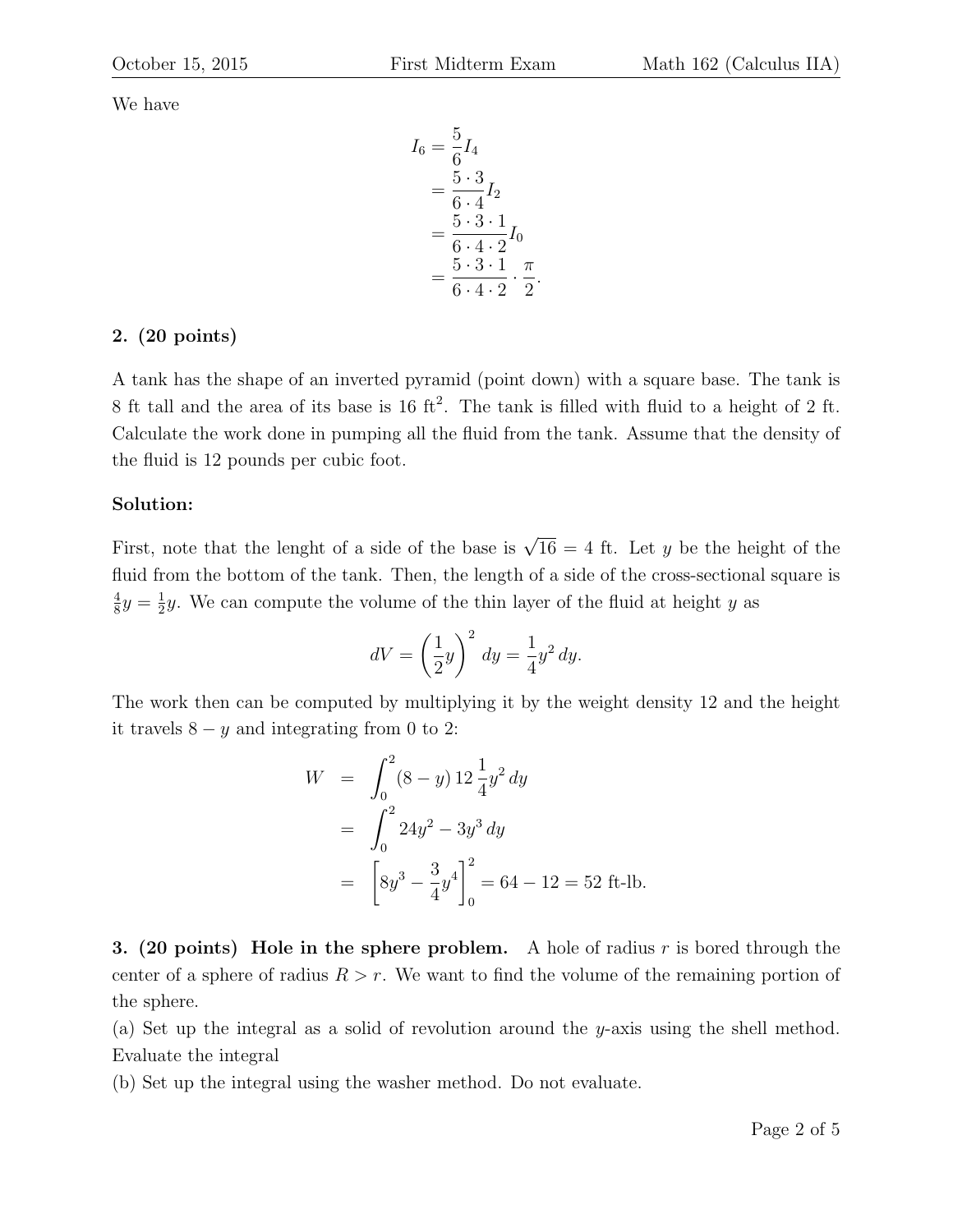We have

$$
\begin{aligned}
I_6 &= \frac{5}{6} I_4 \\
&= \frac{5 \cdot 3}{6 \cdot 4} I_2 \\
&= \frac{5 \cdot 3 \cdot 1}{6 \cdot 4 \cdot 2} I_0 \\
&= \frac{5 \cdot 3 \cdot 1}{6 \cdot 4 \cdot 2} \cdot \frac{\pi}{2}.
\end{aligned}
$$

**2. (20 points)**

A tank has the shape of an inverted pyramid (point down) with a square base. The tank is 8 ft tall and the area of its base is 16 ft$^2$. The tank is filled with fluid to a height of 2 ft. Calculate the work done in pumping all the fluid from the tank. Assume that the density of the fluid is 12 pounds per cubic foot.

**Solution:**

First, note that the lenght of a side of the base is $\sqrt{16} = 4$ ft. Let $y$ be the height of the fluid from the bottom of the tank. Then, the length of a side of the cross-sectional square is $\frac{4}{8}y = \frac{1}{2}y$. We can compute the volume of the thin layer of the fluid at height $y$ as

$$
dV = \left(\frac{1}{2}y\right)^2 dy = \frac{1}{4}y^2 \, dy.
$$

The work then can be computed by multiplying it by the weight density 12 and the height it travels $8 - y$ and integrating from 0 to 2:

$$
\begin{aligned}
W &= \int_0^2 (8 - y) \, 12 \, \frac{1}{4} y^2 \, dy \\
&= \int_0^2 24y^2 - 3y^3 \, dy \\
&= \left[ 8y^3 - \frac{3}{4} y^4 \right]_0^2 = 64 - 12 = 52 \text{ ft-lb.}
\end{aligned}
$$

**3. (20 points) Hole in the sphere problem.** A hole of radius $r$ is bored through the center of a sphere of radius $R > r$. We want to find the volume of the remaining portion of the sphere.

(a) Set up the integral as a solid of revolution around the $y$-axis using the shell method. Evaluate the integral

(b) Set up the integral using the washer method. Do not evaluate.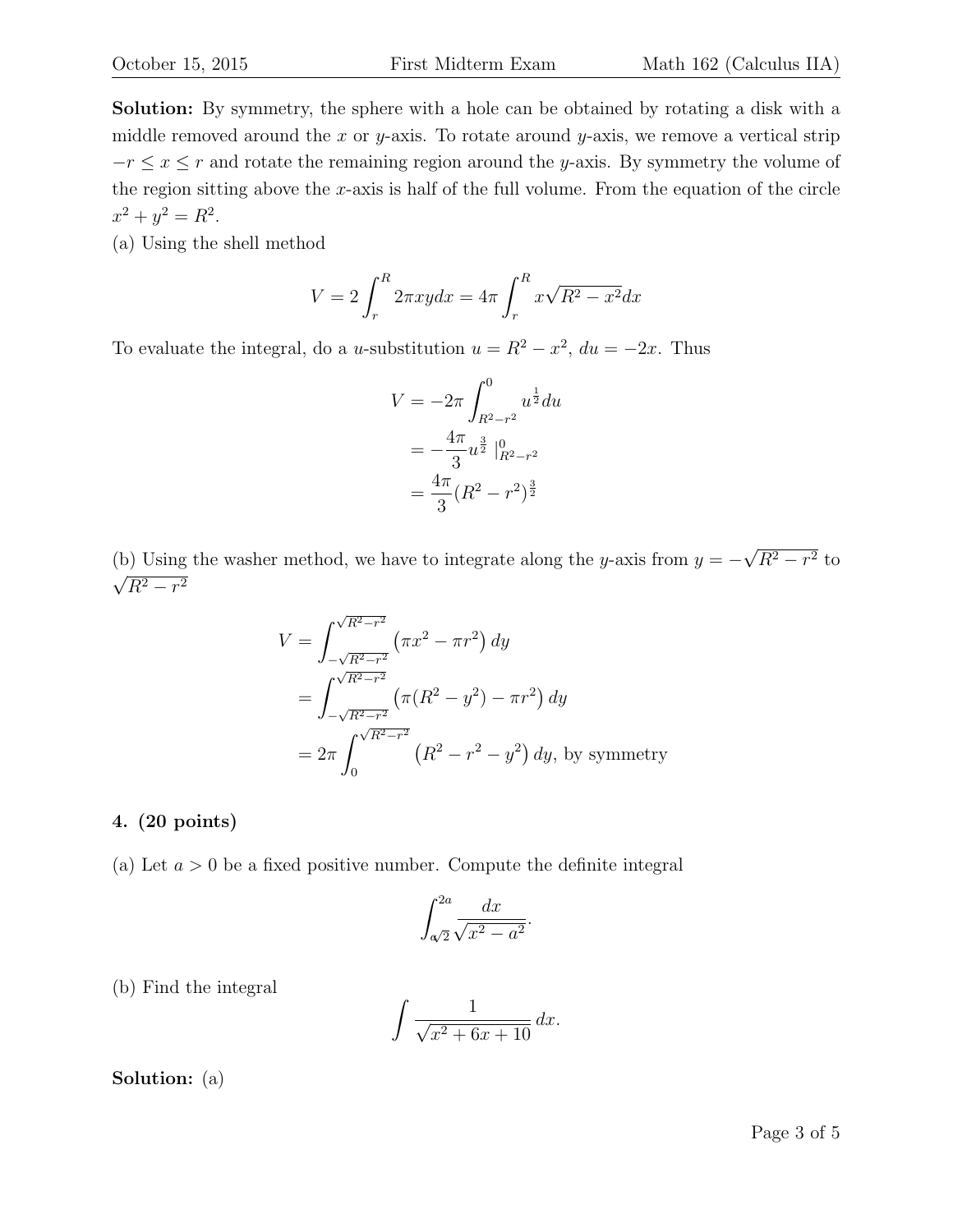**Solution:** By symmetry, the sphere with a hole can be obtained by rotating a disk with a middle removed around the $x$ or $y$-axis. To rotate around $y$-axis, we remove a vertical strip $-r \le x \le r$ and rotate the remaining region around the $y$-axis. By symmetry the volume of the region sitting above the $x$-axis is half of the full volume. From the equation of the circle $x^2 + y^2 = R^2$.

(a) Using the shell method

$$V = 2\int_r^R 2\pi xy dx = 4\pi \int_r^R x\sqrt{R^2 - x^2} dx$$

To evaluate the integral, do a $u$-substitution $u = R^2 - x^2$, $du = -2x$. Thus

$$\begin{aligned} V &= -2\pi \int_{R^2-r^2}^{0} u^{\frac{1}{2}} du \\ &= -\frac{4\pi}{3} u^{\frac{3}{2}} \mid_{R^2-r^2}^{0} \\ &= \frac{4\pi}{3}(R^2 - r^2)^{\frac{3}{2}} \end{aligned}$$

(b) Using the washer method, we have to integrate along the $y$-axis from $y = -\sqrt{R^2 - r^2}$ to $\sqrt{R^2 - r^2}$

$$\begin{aligned} V &= \int_{-\sqrt{R^2-r^2}}^{\sqrt{R^2-r^2}} \left(\pi x^2 - \pi r^2\right) dy \\ &= \int_{-\sqrt{R^2-r^2}}^{\sqrt{R^2-r^2}} \left(\pi(R^2 - y^2) - \pi r^2\right) dy \\ &= 2\pi \int_0^{\sqrt{R^2-r^2}} \left(R^2 - r^2 - y^2\right) dy, \text{ by symmetry} \end{aligned}$$

**4. (20 points)**

(a) Let $a > 0$ be a fixed positive number. Compute the definite integral

$$\int_{a\sqrt{2}}^{2a} \frac{dx}{\sqrt{x^2 - a^2}}.$$

(b) Find the integral

$$\int \frac{1}{\sqrt{x^2 + 6x + 10}}\, dx.$$

**Solution:** (a)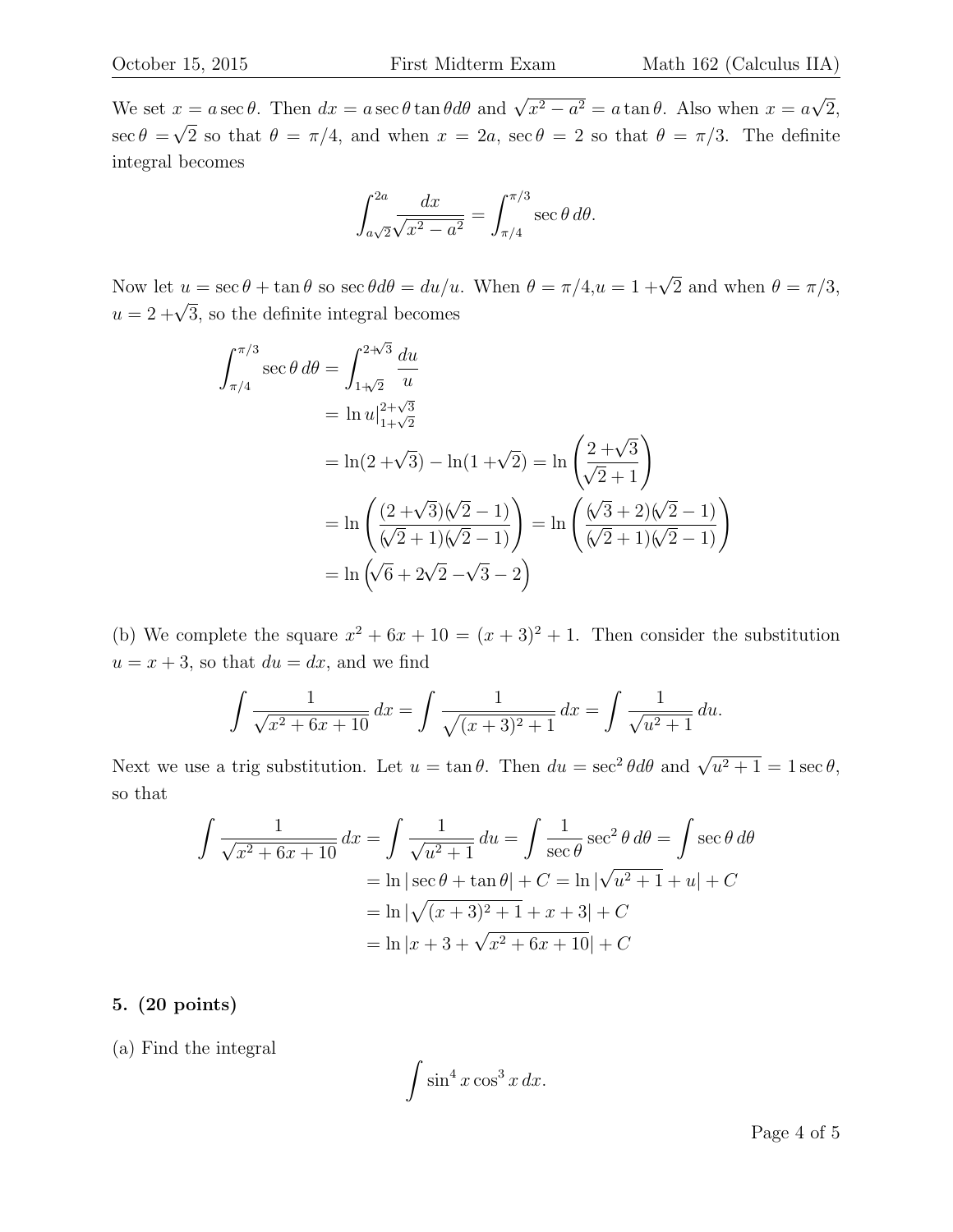We set $x = a\sec\theta$. Then $dx = a\sec\theta\tan\theta d\theta$ and $\sqrt{x^2 - a^2} = a\tan\theta$. Also when $x = a\sqrt{2}$, $\sec\theta = \sqrt{2}$ so that $\theta = \pi/4$, and when $x = 2a$, $\sec\theta = 2$ so that $\theta = \pi/3$. The definite integral becomes

$$\int_{a\sqrt{2}}^{2a} \frac{dx}{\sqrt{x^2 - a^2}} = \int_{\pi/4}^{\pi/3} \sec\theta \, d\theta.$$

Now let $u = \sec\theta + \tan\theta$ so $\sec\theta d\theta = du/u$. When $\theta = \pi/4, u = 1 + \sqrt{2}$ and when $\theta = \pi/3$, $u = 2 + \sqrt{3}$, so the definite integral becomes

$$\begin{aligned}
\int_{\pi/4}^{\pi/3} \sec\theta \, d\theta &= \int_{1+\sqrt{2}}^{2+\sqrt{3}} \frac{du}{u} \\
&= \ln u|_{1+\sqrt{2}}^{2+\sqrt{3}} \\
&= \ln(2 + \sqrt{3}) - \ln(1 + \sqrt{2}) = \ln\left(\frac{2 + \sqrt{3}}{\sqrt{2} + 1}\right) \\
&= \ln\left(\frac{(2 + \sqrt{3})(\sqrt{2} - 1)}{(\sqrt{2} + 1)(\sqrt{2} - 1)}\right) = \ln\left(\frac{(\sqrt{3} + 2)(\sqrt{2} - 1)}{(\sqrt{2} + 1)(\sqrt{2} - 1)}\right) \\
&= \ln\left(\sqrt{6} + 2\sqrt{2} - \sqrt{3} - 2\right)
\end{aligned}$$

(b) We complete the square $x^2 + 6x + 10 = (x + 3)^2 + 1$. Then consider the substitution $u = x + 3$, so that $du = dx$, and we find

$$\int \frac{1}{\sqrt{x^2 + 6x + 10}} \, dx = \int \frac{1}{\sqrt{(x + 3)^2 + 1}} \, dx = \int \frac{1}{\sqrt{u^2 + 1}} \, du.$$

Next we use a trig substitution. Let $u = \tan\theta$. Then $du = \sec^2\theta d\theta$ and $\sqrt{u^2 + 1} = 1\sec\theta$, so that

$$\begin{aligned}
\int \frac{1}{\sqrt{x^2 + 6x + 10}} \, dx = \int \frac{1}{\sqrt{u^2 + 1}} \, du &= \int \frac{1}{\sec\theta} \sec^2\theta \, d\theta = \int \sec\theta \, d\theta \\
&= \ln|\sec\theta + \tan\theta| + C = \ln|\sqrt{u^2 + 1} + u| + C \\
&= \ln|\sqrt{(x + 3)^2 + 1} + x + 3| + C \\
&= \ln|x + 3 + \sqrt{x^2 + 6x + 10}| + C
\end{aligned}$$

**5. (20 points)**

(a) Find the integral

$$\int \sin^4 x \cos^3 x \, dx.$$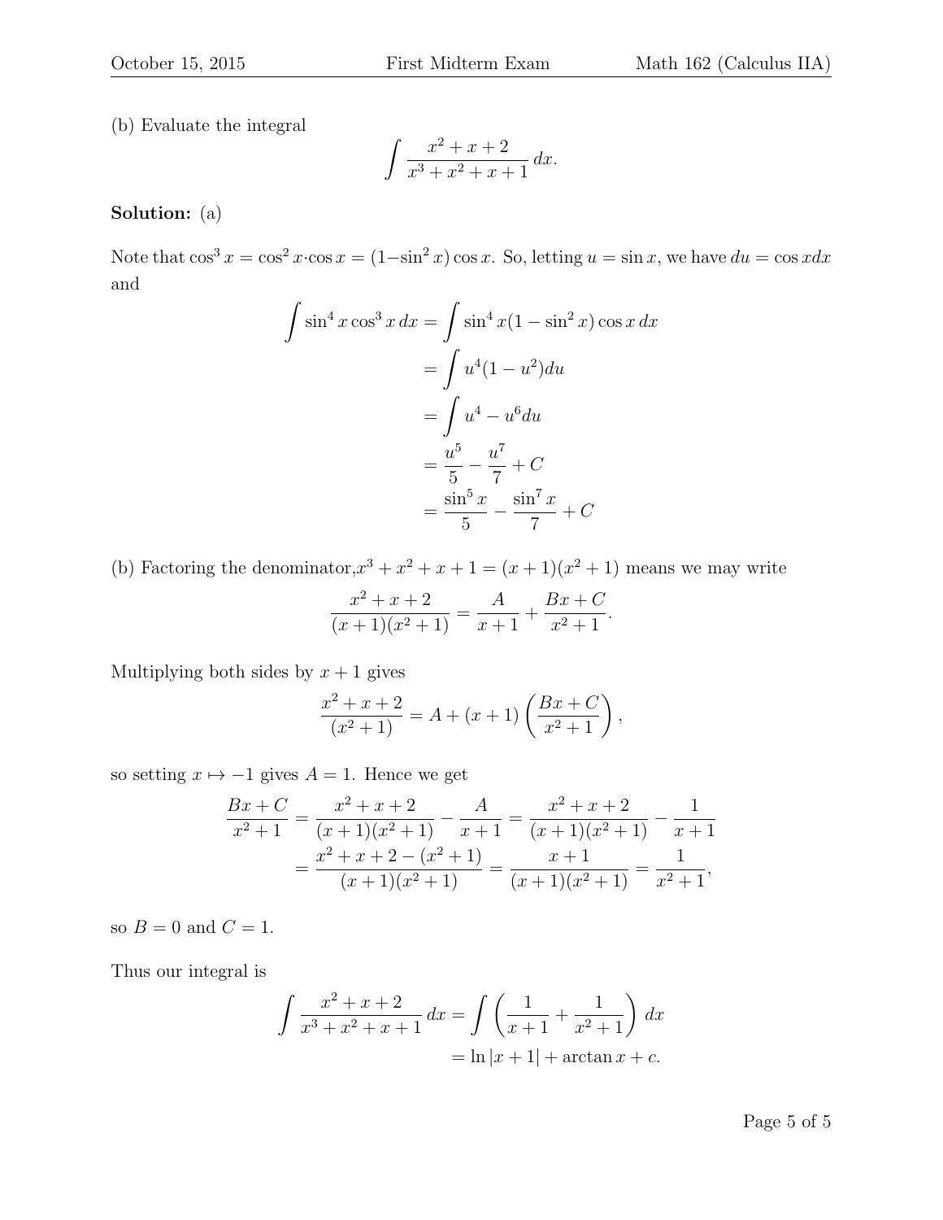(b) Evaluate the integral

$$\int \frac{x^2+x+2}{x^3+x^2+x+1}\,dx.$$

**Solution:** (a)

Note that $\cos^3 x = \cos^2 x \cdot \cos x = (1-\sin^2 x)\cos x$. So, letting $u = \sin x$, we have $du = \cos x dx$ and

$$\begin{aligned}
\int \sin^4 x \cos^3 x\,dx &= \int \sin^4 x(1-\sin^2 x)\cos x\,dx \\
&= \int u^4(1-u^2)du \\
&= \int u^4 - u^6 du \\
&= \frac{u^5}{5} - \frac{u^7}{7} + C \\
&= \frac{\sin^5 x}{5} - \frac{\sin^7 x}{7} + C
\end{aligned}$$

(b) Factoring the denominator,$x^3+x^2+x+1 = (x+1)(x^2+1)$ means we may write

$$\frac{x^2+x+2}{(x+1)(x^2+1)} = \frac{A}{x+1} + \frac{Bx+C}{x^2+1}.$$

Multiplying both sides by $x+1$ gives

$$\frac{x^2+x+2}{(x^2+1)} = A + (x+1)\left(\frac{Bx+C}{x^2+1}\right),$$

so setting $x \mapsto -1$ gives $A = 1$. Hence we get

$$\begin{aligned}
\frac{Bx+C}{x^2+1} &= \frac{x^2+x+2}{(x+1)(x^2+1)} - \frac{A}{x+1} = \frac{x^2+x+2}{(x+1)(x^2+1)} - \frac{1}{x+1} \\
&= \frac{x^2+x+2-(x^2+1)}{(x+1)(x^2+1)} = \frac{x+1}{(x+1)(x^2+1)} = \frac{1}{x^2+1},
\end{aligned}$$

so $B = 0$ and $C = 1$.

Thus our integral is

$$\begin{aligned}
\int \frac{x^2+x+2}{x^3+x^2+x+1}\,dx &= \int \left(\frac{1}{x+1} + \frac{1}{x^2+1}\right)\,dx \\
&= \ln|x+1| + \arctan x + c.
\end{aligned}$$